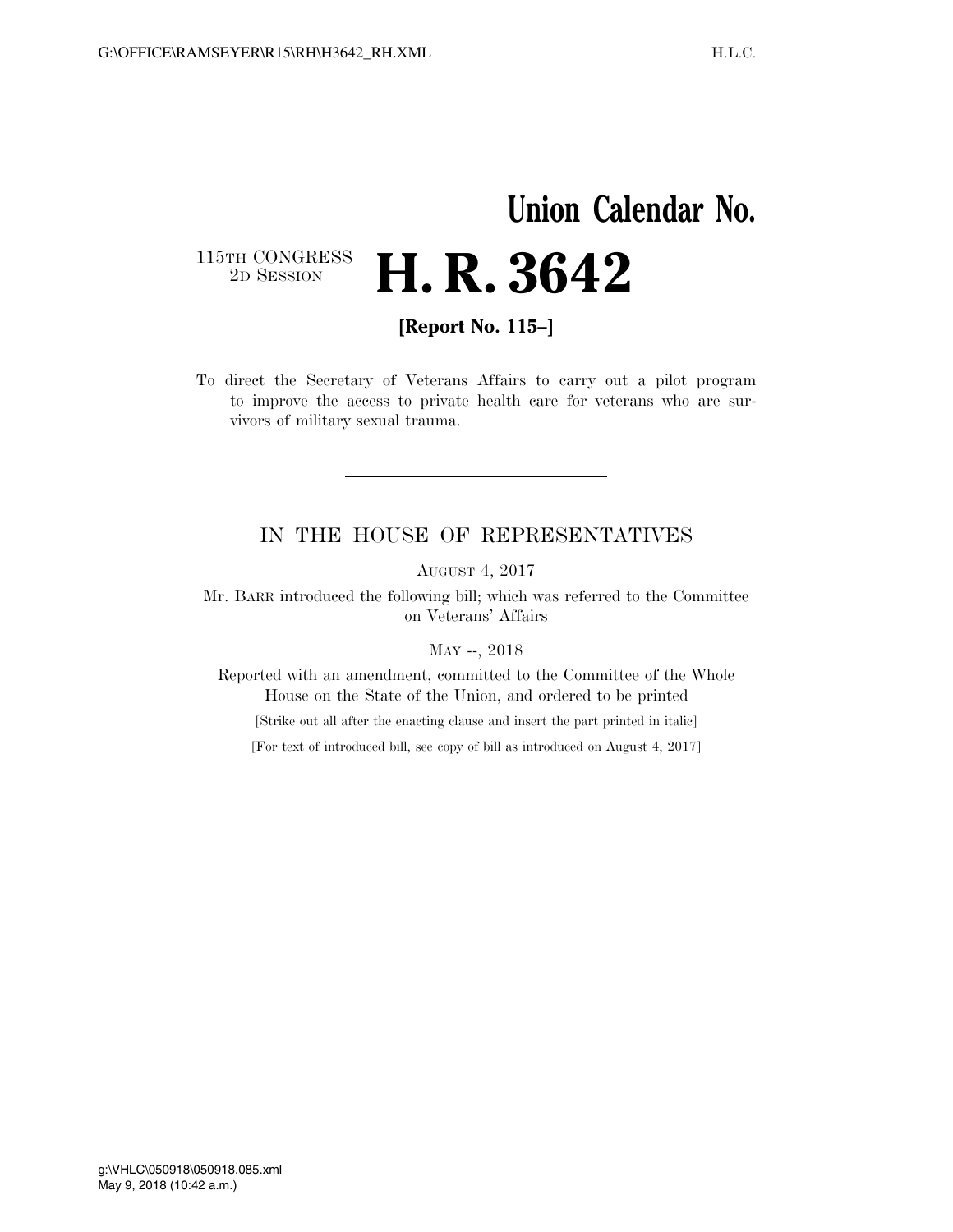**Union Calendar No.**

115TH CONGRESS
2D SESSION

# H. R. 3642

**[Report No. 115–]**

To direct the Secretary of Veterans Affairs to carry out a pilot program to improve the access to private health care for veterans who are survivors of military sexual trauma.

---

IN THE HOUSE OF REPRESENTATIVES

AUGUST 4, 2017

Mr. BARR introduced the following bill; which was referred to the Committee on Veterans' Affairs

MAY --, 2018

Reported with an amendment, committed to the Committee of the Whole House on the State of the Union, and ordered to be printed

[Strike out all after the enacting clause and insert the part printed in italic]

[For text of introduced bill, see copy of bill as introduced on August 4, 2017]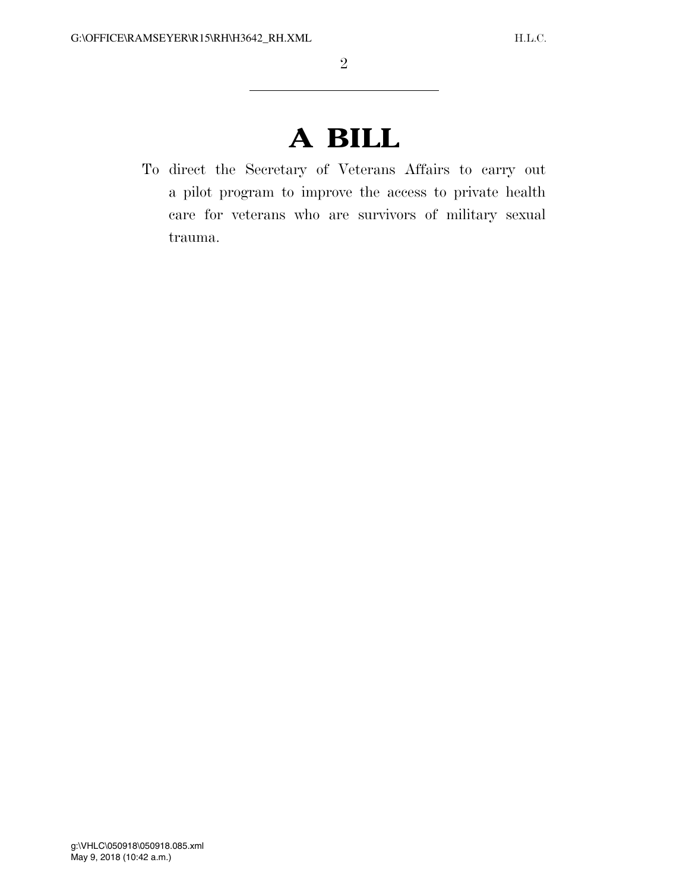# A BILL

To direct the Secretary of Veterans Affairs to carry out a pilot program to improve the access to private health care for veterans who are survivors of military sexual trauma.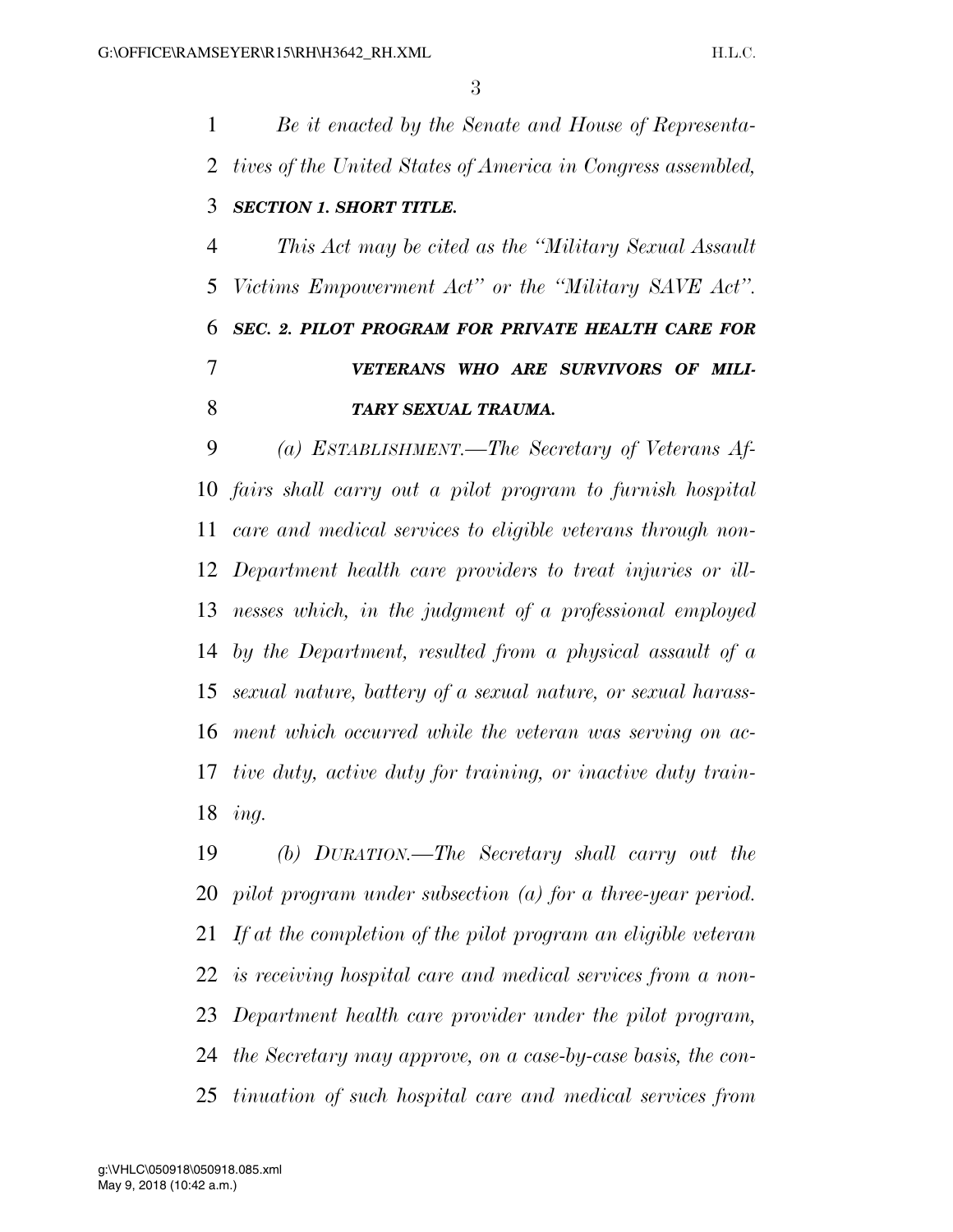*Be it enacted by the Senate and House of Representatives of the United States of America in Congress assembled,*

***SECTION 1. SHORT TITLE.***

*This Act may be cited as the "Military Sexual Assault Victims Empowerment Act" or the "Military SAVE Act".*

***SEC. 2. PILOT PROGRAM FOR PRIVATE HEALTH CARE FOR VETERANS WHO ARE SURVIVORS OF MILITARY SEXUAL TRAUMA.***

*(a) ESTABLISHMENT.—The Secretary of Veterans Affairs shall carry out a pilot program to furnish hospital care and medical services to eligible veterans through non-Department health care providers to treat injuries or illnesses which, in the judgment of a professional employed by the Department, resulted from a physical assault of a sexual nature, battery of a sexual nature, or sexual harassment which occurred while the veteran was serving on active duty, active duty for training, or inactive duty training.*

*(b) DURATION.—The Secretary shall carry out the pilot program under subsection (a) for a three-year period. If at the completion of the pilot program an eligible veteran is receiving hospital care and medical services from a non-Department health care provider under the pilot program, the Secretary may approve, on a case-by-case basis, the continuation of such hospital care and medical services from*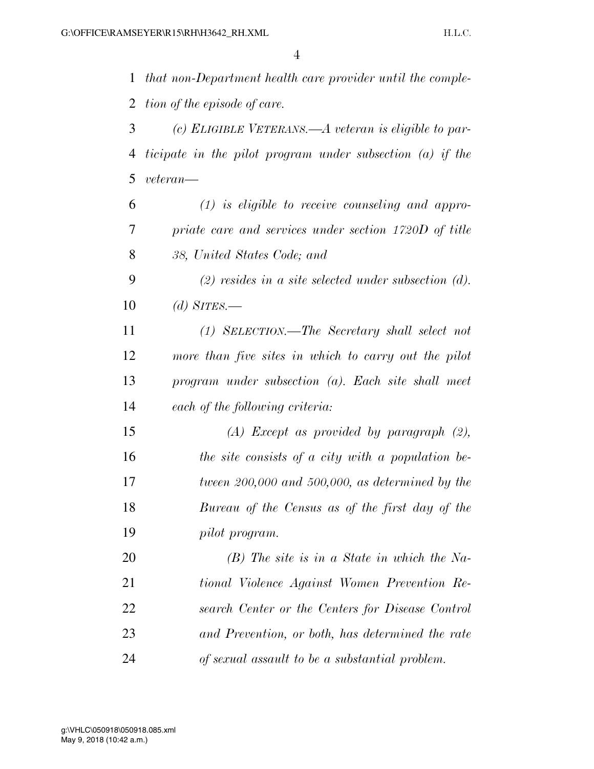*that non-Department health care provider until the completion of the episode of care.*

*(c) ELIGIBLE VETERANS.—A veteran is eligible to participate in the pilot program under subsection (a) if the veteran—*

*(1) is eligible to receive counseling and appropriate care and services under section 1720D of title 38, United States Code; and*

*(2) resides in a site selected under subsection (d).*

*(d) SITES.—*

*(1) SELECTION.—The Secretary shall select not more than five sites in which to carry out the pilot program under subsection (a). Each site shall meet each of the following criteria:*

*(A) Except as provided by paragraph (2), the site consists of a city with a population between 200,000 and 500,000, as determined by the Bureau of the Census as of the first day of the pilot program.*

*(B) The site is in a State in which the National Violence Against Women Prevention Research Center or the Centers for Disease Control and Prevention, or both, has determined the rate of sexual assault to be a substantial problem.*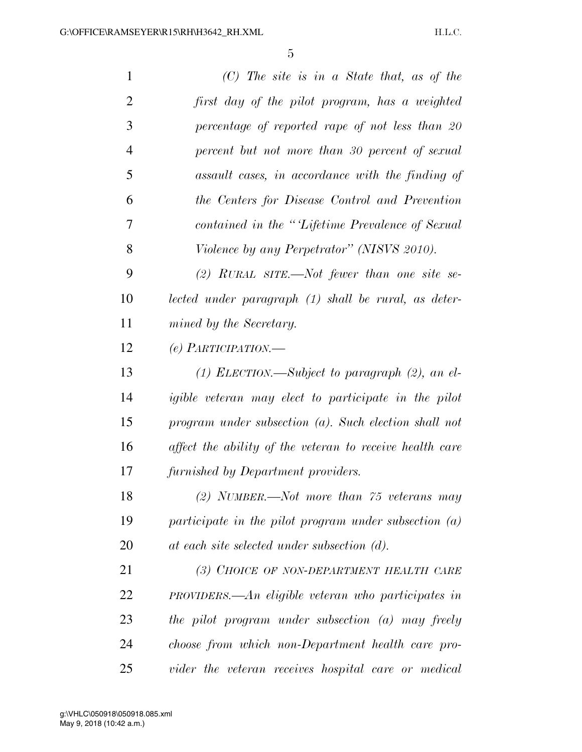*(C) The site is in a State that, as of the first day of the pilot program, has a weighted percentage of reported rape of not less than 20 percent but not more than 30 percent of sexual assault cases, in accordance with the finding of the Centers for Disease Control and Prevention contained in the "'Lifetime Prevalence of Sexual Violence by any Perpetrator" (NISVS 2010).*

*(2) RURAL SITE.—Not fewer than one site selected under paragraph (1) shall be rural, as determined by the Secretary.*

*(e) PARTICIPATION.—*

*(1) ELECTION.—Subject to paragraph (2), an eligible veteran may elect to participate in the pilot program under subsection (a). Such election shall not affect the ability of the veteran to receive health care furnished by Department providers.*

*(2) NUMBER.—Not more than 75 veterans may participate in the pilot program under subsection (a) at each site selected under subsection (d).*

*(3) CHOICE OF NON-DEPARTMENT HEALTH CARE PROVIDERS.—An eligible veteran who participates in the pilot program under subsection (a) may freely choose from which non-Department health care provider the veteran receives hospital care or medical*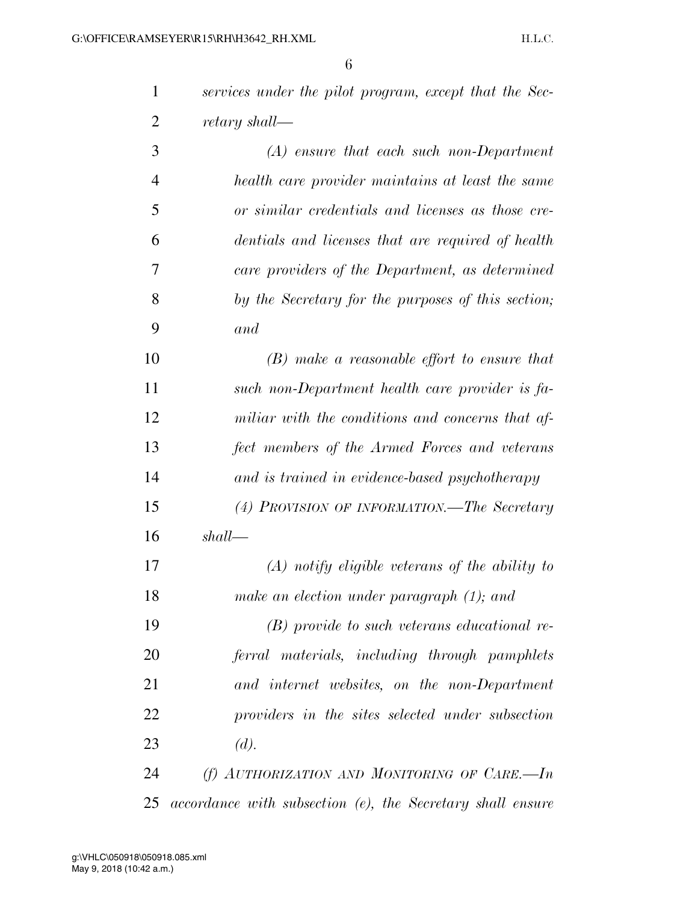*services under the pilot program, except that the Secretary shall—*

*(A) ensure that each such non-Department health care provider maintains at least the same or similar credentials and licenses as those credentials and licenses that are required of health care providers of the Department, as determined by the Secretary for the purposes of this section; and*

*(B) make a reasonable effort to ensure that such non-Department health care provider is familiar with the conditions and concerns that affect members of the Armed Forces and veterans and is trained in evidence-based psychotherapy*

*(4) PROVISION OF INFORMATION.—The Secretary shall—*

*(A) notify eligible veterans of the ability to make an election under paragraph (1); and*

*(B) provide to such veterans educational referral materials, including through pamphlets and internet websites, on the non-Department providers in the sites selected under subsection (d).*

*(f) AUTHORIZATION AND MONITORING OF CARE.—In accordance with subsection (e), the Secretary shall ensure*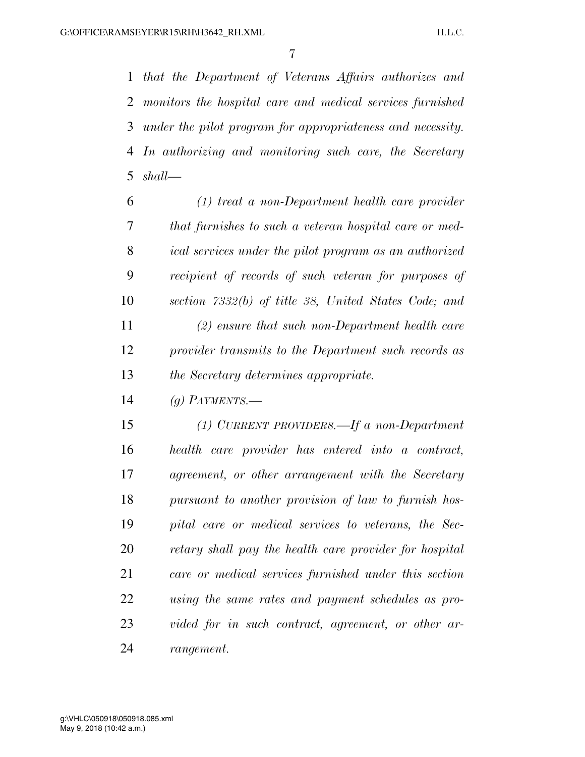*that the Department of Veterans Affairs authorizes and monitors the hospital care and medical services furnished under the pilot program for appropriateness and necessity. In authorizing and monitoring such care, the Secretary shall—*

*(1) treat a non-Department health care provider that furnishes to such a veteran hospital care or medical services under the pilot program as an authorized recipient of records of such veteran for purposes of section 7332(b) of title 38, United States Code; and*

*(2) ensure that such non-Department health care provider transmits to the Department such records as the Secretary determines appropriate.*

*(g) PAYMENTS.—*

*(1) CURRENT PROVIDERS.—If a non-Department health care provider has entered into a contract, agreement, or other arrangement with the Secretary pursuant to another provision of law to furnish hospital care or medical services to veterans, the Secretary shall pay the health care provider for hospital care or medical services furnished under this section using the same rates and payment schedules as provided for in such contract, agreement, or other arrangement.*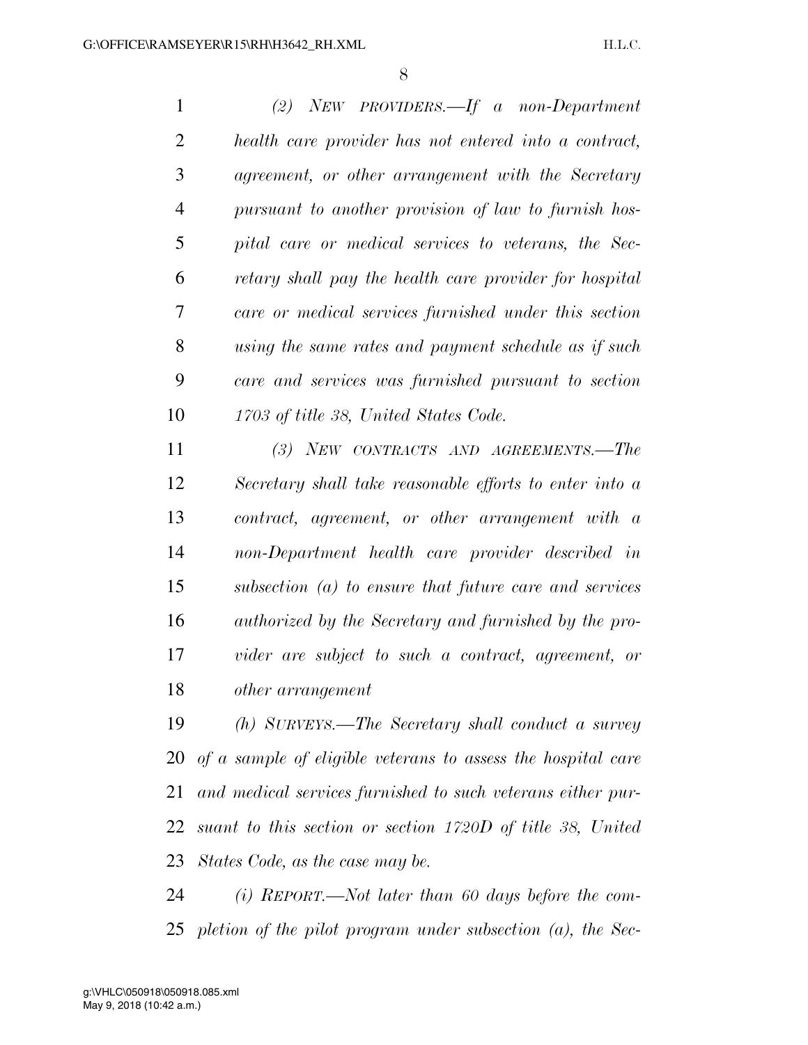*(2) NEW PROVIDERS.—If a non-Department health care provider has not entered into a contract, agreement, or other arrangement with the Secretary pursuant to another provision of law to furnish hospital care or medical services to veterans, the Secretary shall pay the health care provider for hospital care or medical services furnished under this section using the same rates and payment schedule as if such care and services was furnished pursuant to section 1703 of title 38, United States Code.*

*(3) NEW CONTRACTS AND AGREEMENTS.—The Secretary shall take reasonable efforts to enter into a contract, agreement, or other arrangement with a non-Department health care provider described in subsection (a) to ensure that future care and services authorized by the Secretary and furnished by the provider are subject to such a contract, agreement, or other arrangement*

*(h) SURVEYS.—The Secretary shall conduct a survey of a sample of eligible veterans to assess the hospital care and medical services furnished to such veterans either pursuant to this section or section 1720D of title 38, United States Code, as the case may be.*

*(i) REPORT.—Not later than 60 days before the completion of the pilot program under subsection (a), the Sec-*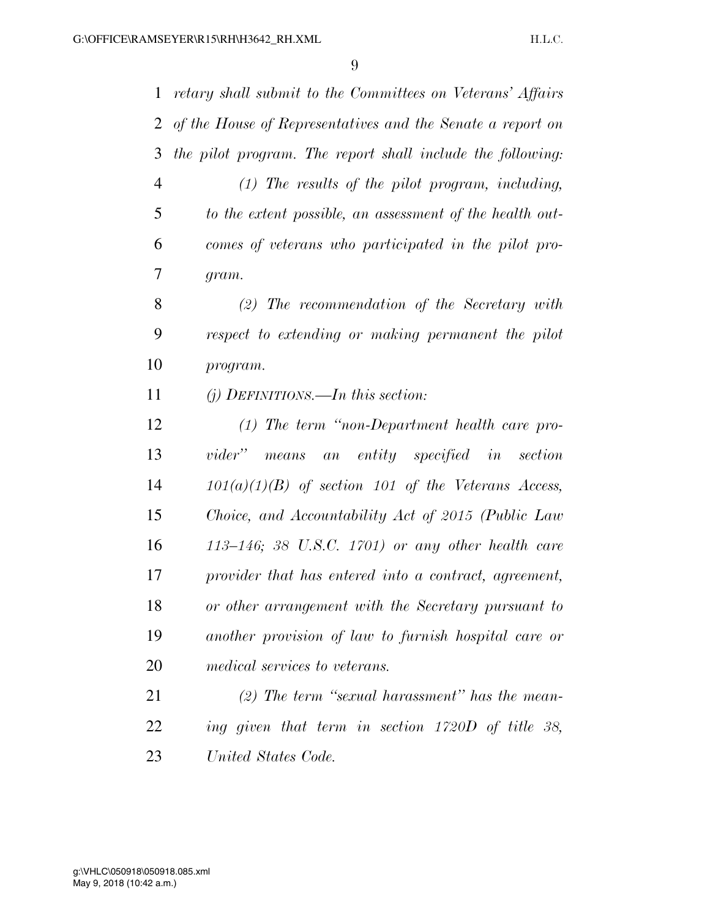*retary shall submit to the Committees on Veterans' Affairs of the House of Representatives and the Senate a report on the pilot program. The report shall include the following:*

*(1) The results of the pilot program, including, to the extent possible, an assessment of the health outcomes of veterans who participated in the pilot program.*

*(2) The recommendation of the Secretary with respect to extending or making permanent the pilot program.*

*(j) DEFINITIONS.—In this section:*

*(1) The term "non-Department health care provider" means an entity specified in section 101(a)(1)(B) of section 101 of the Veterans Access, Choice, and Accountability Act of 2015 (Public Law 113–146; 38 U.S.C. 1701) or any other health care provider that has entered into a contract, agreement, or other arrangement with the Secretary pursuant to another provision of law to furnish hospital care or medical services to veterans.*

*(2) The term "sexual harassment" has the meaning given that term in section 1720D of title 38, United States Code.*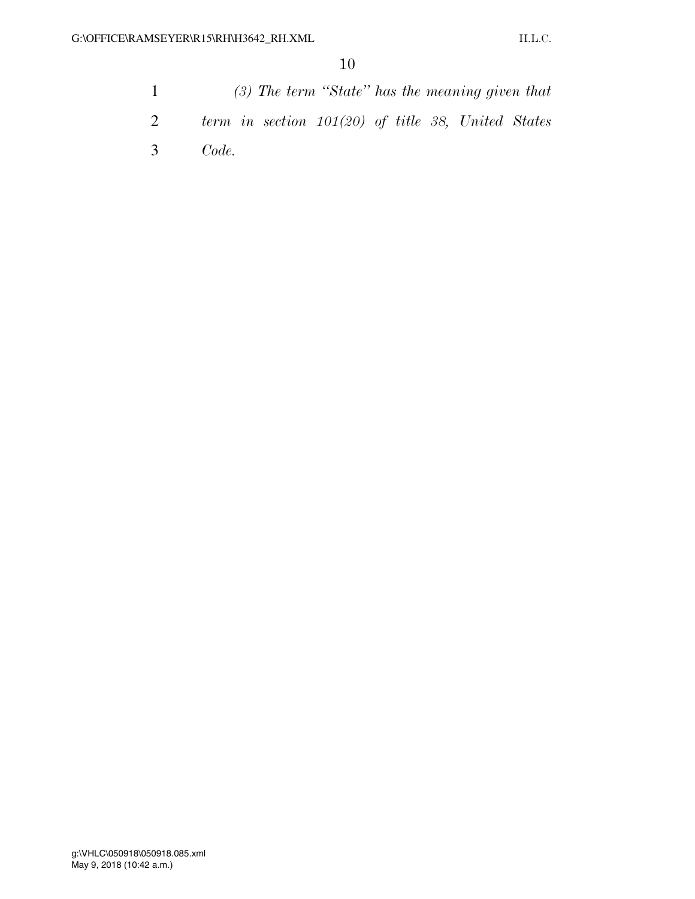*(3) The term "State" has the meaning given that term in section 101(20) of title 38, United States Code.*